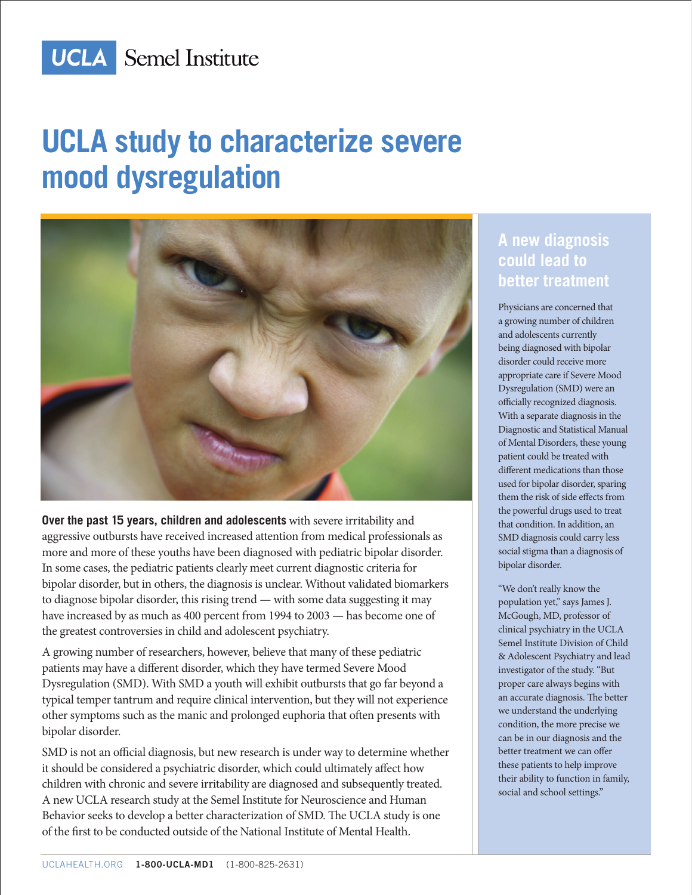UCLA Semel Institute

# UCLA study to characterize severe mood dysregulation

**Over the past 15 years, children and adolescents** with severe irritability and aggressive outbursts have received increased attention from medical professionals as more and more of these youths have been diagnosed with pediatric bipolar disorder. In some cases, the pediatric patients clearly meet current diagnostic criteria for bipolar disorder, but in others, the diagnosis is unclear. Without validated biomarkers to diagnose bipolar disorder, this rising trend — with some data suggesting it may have increased by as much as 400 percent from 1994 to 2003 — has become one of the greatest controversies in child and adolescent psychiatry.

A growing number of researchers, however, believe that many of these pediatric patients may have a different disorder, which they have termed Severe Mood Dysregulation (SMD). With SMD a youth will exhibit outbursts that go far beyond a typical temper tantrum and require clinical intervention, but they will not experience other symptoms such as the manic and prolonged euphoria that often presents with bipolar disorder.

SMD is not an official diagnosis, but new research is under way to determine whether it should be considered a psychiatric disorder, which could ultimately affect how children with chronic and severe irritability are diagnosed and subsequently treated. A new UCLA research study at the Semel Institute for Neuroscience and Human Behavior seeks to develop a better characterization of SMD. The UCLA study is one of the first to be conducted outside of the National Institute of Mental Health.

## A new diagnosis could lead to better treatment

Physicians are concerned that a growing number of children and adolescents currently being diagnosed with bipolar disorder could receive more appropriate care if Severe Mood Dysregulation (SMD) were an officially recognized diagnosis. With a separate diagnosis in the Diagnostic and Statistical Manual of Mental Disorders, these young patient could be treated with different medications than those used for bipolar disorder, sparing them the risk of side effects from the powerful drugs used to treat that condition. In addition, an SMD diagnosis could carry less social stigma than a diagnosis of bipolar disorder.

"We don't really know the population yet," says James J. McGough, MD, professor of clinical psychiatry in the UCLA Semel Institute Division of Child & Adolescent Psychiatry and lead investigator of the study. "But proper care always begins with an accurate diagnosis. The better we understand the underlying condition, the more precise we can be in our diagnosis and the better treatment we can offer these patients to help improve their ability to function in family, social and school settings."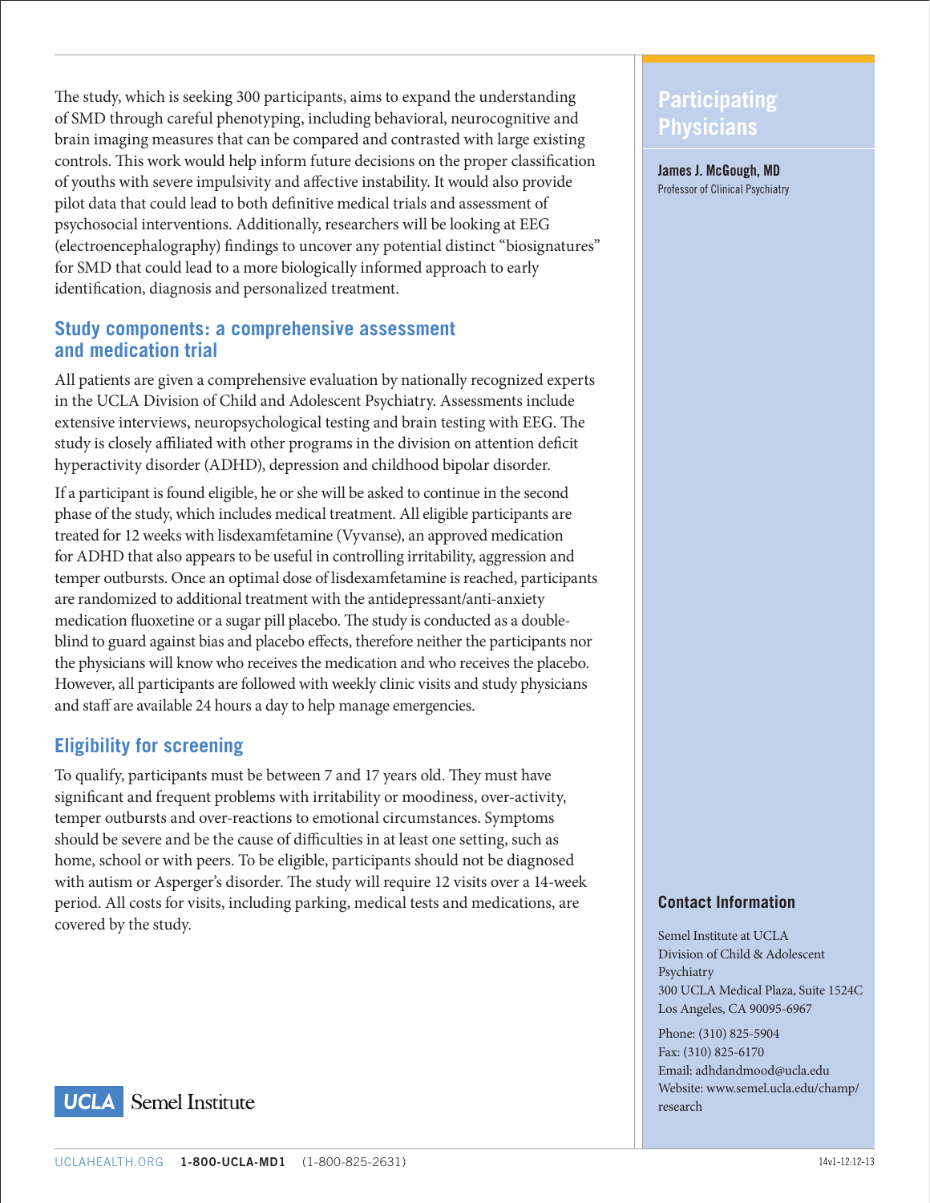The study, which is seeking 300 participants, aims to expand the understanding of SMD through careful phenotyping, including behavioral, neurocognitive and brain imaging measures that can be compared and contrasted with large existing controls. This work would help inform future decisions on the proper classification of youths with severe impulsivity and affective instability. It would also provide pilot data that could lead to both definitive medical trials and assessment of psychosocial interventions. Additionally, researchers will be looking at EEG (electroencephalography) findings to uncover any potential distinct "biosignatures" for SMD that could lead to a more biologically informed approach to early identification, diagnosis and personalized treatment.

## Study components: a comprehensive assessment and medication trial

All patients are given a comprehensive evaluation by nationally recognized experts in the UCLA Division of Child and Adolescent Psychiatry. Assessments include extensive interviews, neuropsychological testing and brain testing with EEG. The study is closely affiliated with other programs in the division on attention deficit hyperactivity disorder (ADHD), depression and childhood bipolar disorder.

If a participant is found eligible, he or she will be asked to continue in the second phase of the study, which includes medical treatment. All eligible participants are treated for 12 weeks with lisdexamfetamine (Vyvanse), an approved medication for ADHD that also appears to be useful in controlling irritability, aggression and temper outbursts. Once an optimal dose of lisdexamfetamine is reached, participants are randomized to additional treatment with the antidepressant/anti-anxiety medication fluoxetine or a sugar pill placebo. The study is conducted as a double-blind to guard against bias and placebo effects, therefore neither the participants nor the physicians will know who receives the medication and who receives the placebo. However, all participants are followed with weekly clinic visits and study physicians and staff are available 24 hours a day to help manage emergencies.

## Eligibility for screening

To qualify, participants must be between 7 and 17 years old. They must have significant and frequent problems with irritability or moodiness, over-activity, temper outbursts and over-reactions to emotional circumstances. Symptoms should be severe and be the cause of difficulties in at least one setting, such as home, school or with peers. To be eligible, participants should not be diagnosed with autism or Asperger's disorder. The study will require 12 visits over a 14-week period. All costs for visits, including parking, medical tests and medications, are covered by the study.

## Participating Physicians

**James J. McGough, MD**
Professor of Clinical Psychiatry

### Contact Information

Semel Institute at UCLA
Division of Child & Adolescent Psychiatry
300 UCLA Medical Plaza, Suite 1524C
Los Angeles, CA 90095-6967

Phone: (310) 825-5904
Fax: (310) 825-6170
Email: adhdandmood@ucla.edu
Website: www.semel.ucla.edu/champ/research

UCLA Semel Institute

UCLAHEALTH.ORG **1-800-UCLA-MD1** (1-800-825-2631)

14v1-12:12-13